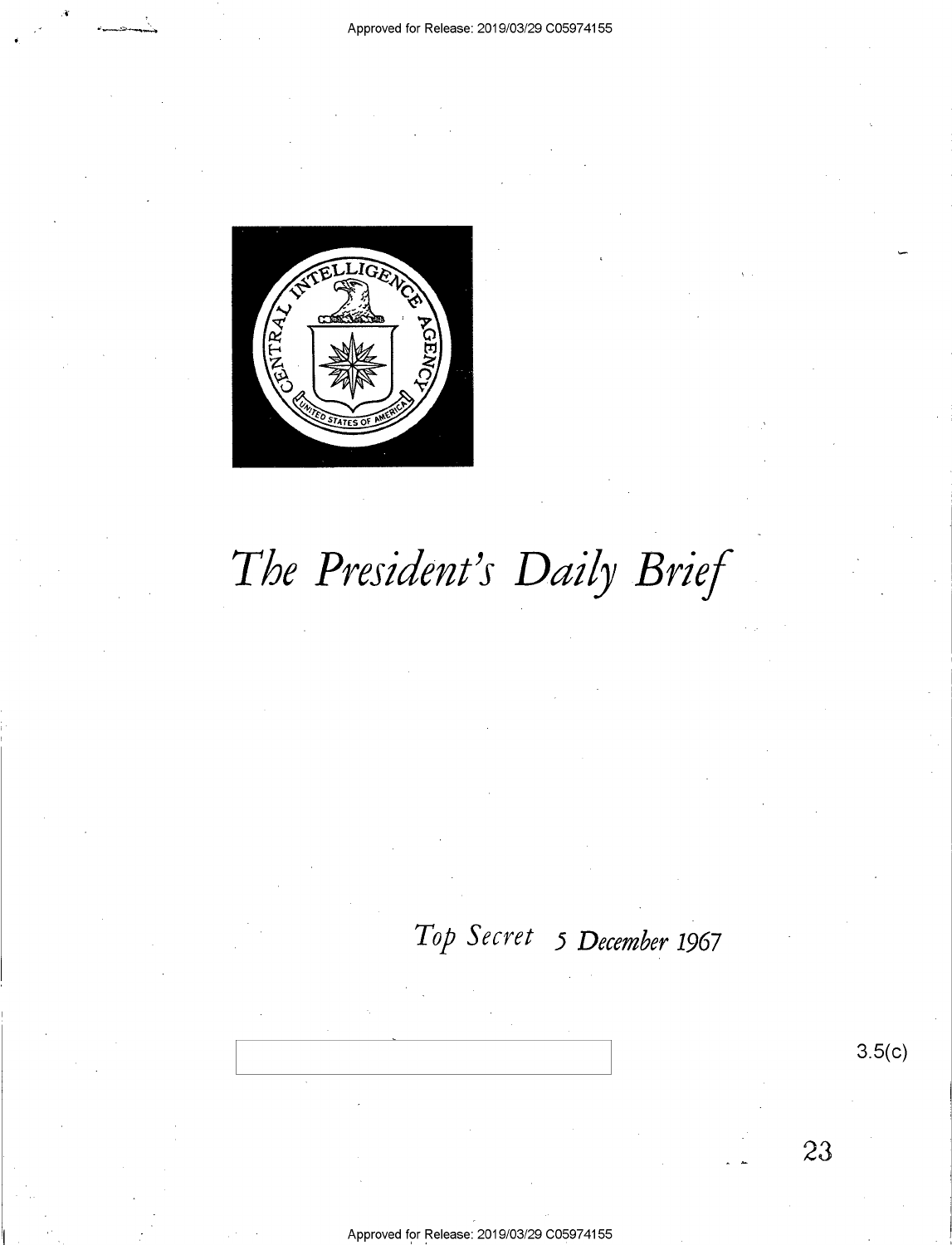# *The President's Daily Brief*

*Top Secret* *5 December 1967*

3.5(c)

23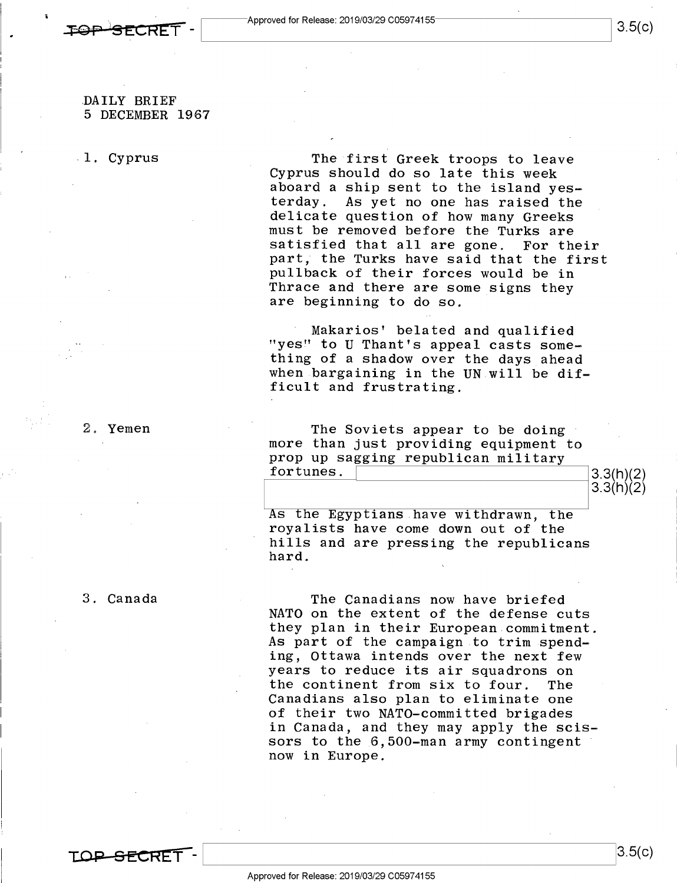DAILY BRIEF
5 DECEMBER 1967

1. Cyprus

The first Greek troops to leave Cyprus should do so late this week aboard a ship sent to the island yesterday. As yet no one has raised the delicate question of how many Greeks must be removed before the Turks are satisfied that all are gone. For their part, the Turks have said that the first pullback of their forces would be in Thrace and there are some signs they are beginning to do so.

Makarios' belated and qualified "yes" to U Thant's appeal casts something of a shadow over the days ahead when bargaining in the UN will be difficult and frustrating.

2. Yemen

The Soviets appear to be doing more than just providing equipment to prop up sagging republican military fortunes. [3.3(h)(2)] [3.3(h)(2)] As the Egyptians have withdrawn, the royalists have come down out of the hills and are pressing the republicans hard.

3. Canada

The Canadians now have briefed NATO on the extent of the defense cuts they plan in their European commitment. As part of the campaign to trim spending, Ottawa intends over the next few years to reduce its air squadrons on the continent from six to four. The Canadians also plan to eliminate one of their two NATO-committed brigades in Canada, and they may apply the scissors to the 6,500-man army contingent now in Europe.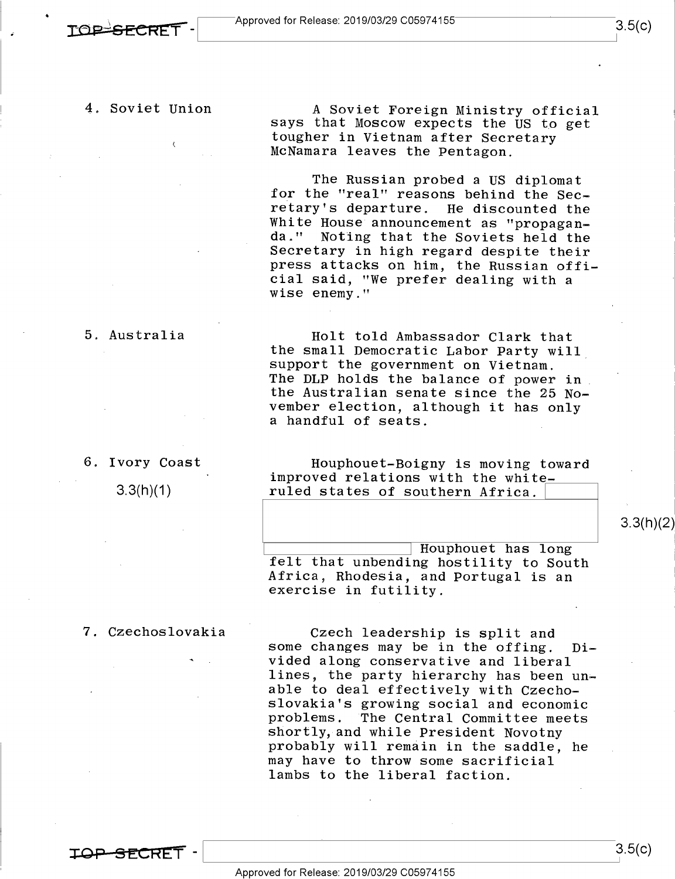4. Soviet Union

A Soviet Foreign Ministry official says that Moscow expects the US to get tougher in Vietnam after Secretary McNamara leaves the Pentagon.

The Russian probed a US diplomat for the "real" reasons behind the Secretary's departure. He discounted the White House announcement as "propaganda." Noting that the Soviets held the Secretary in high regard despite their press attacks on him, the Russian official said, "We prefer dealing with a wise enemy."

5. Australia

Holt told Ambassador Clark that the small Democratic Labor Party will support the government on Vietnam. The DLP holds the balance of power in the Australian senate since the 25 November election, although it has only a handful of seats.

6. Ivory Coast

3.3(h)(1)

Houphouet-Boigny is moving toward improved relations with the white-ruled states of southern Africa.

3.3(h)(2)

Houphouet has long felt that unbending hostility to South Africa, Rhodesia, and Portugal is an exercise in futility.

7. Czechoslovakia

Czech leadership is split and some changes may be in the offing. Divided along conservative and liberal lines, the party hierarchy has been unable to deal effectively with Czechoslovakia's growing social and economic problems. The Central Committee meets shortly, and while President Novotny probably will remain in the saddle, he may have to throw some sacrificial lambs to the liberal faction.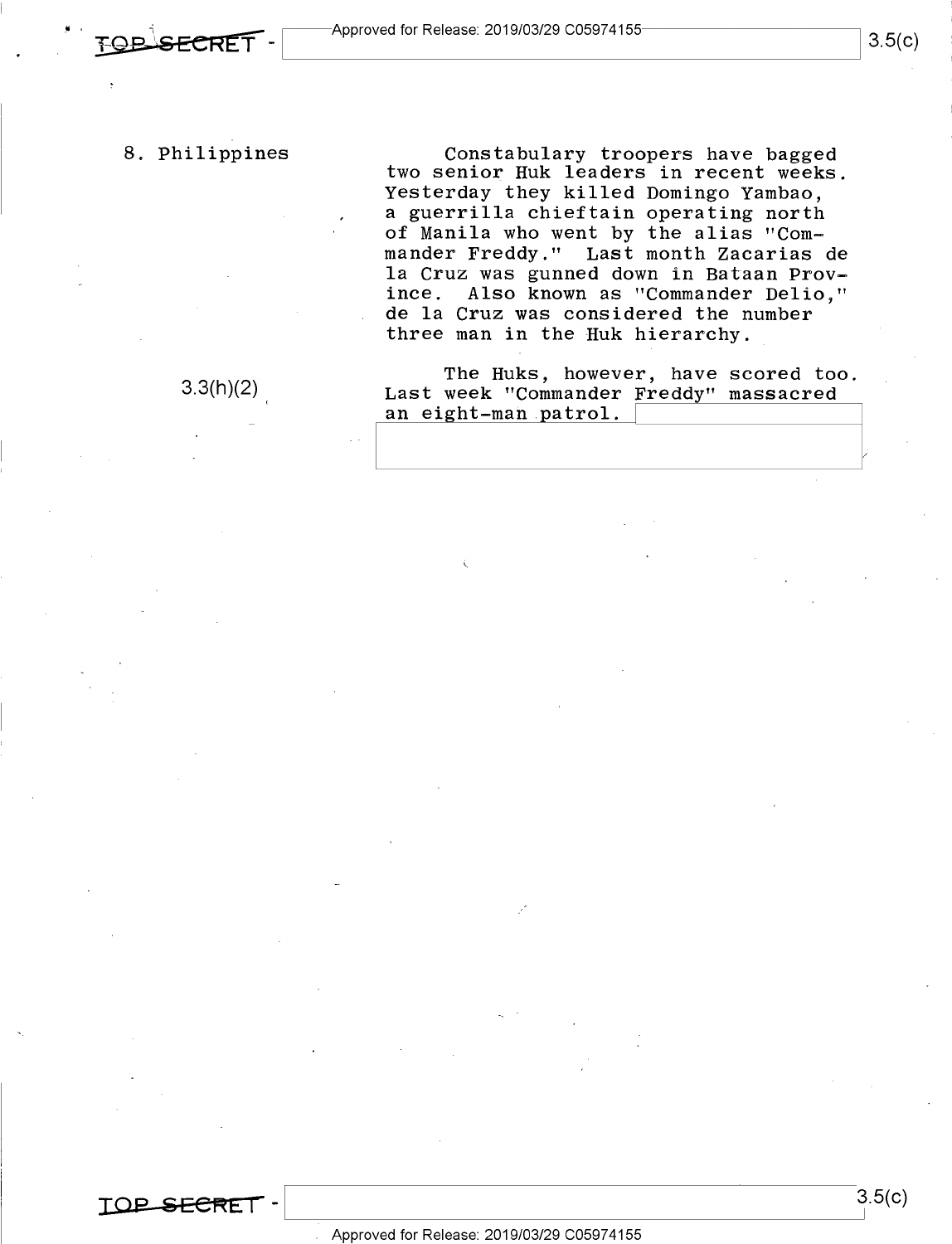8. Philippines

Constabulary troopers have bagged two senior Huk leaders in recent weeks. Yesterday they killed Domingo Yambao, a guerrilla chieftain operating north of Manila who went by the alias "Commander Freddy." Last month Zacarias de la Cruz was gunned down in Bataan Province. Also known as "Commander Delio," de la Cruz was considered the number three man in the Huk hierarchy.

3.3(h)(2)

The Huks, however, have scored too. Last week "Commander Freddy" massacred an eight-man patrol.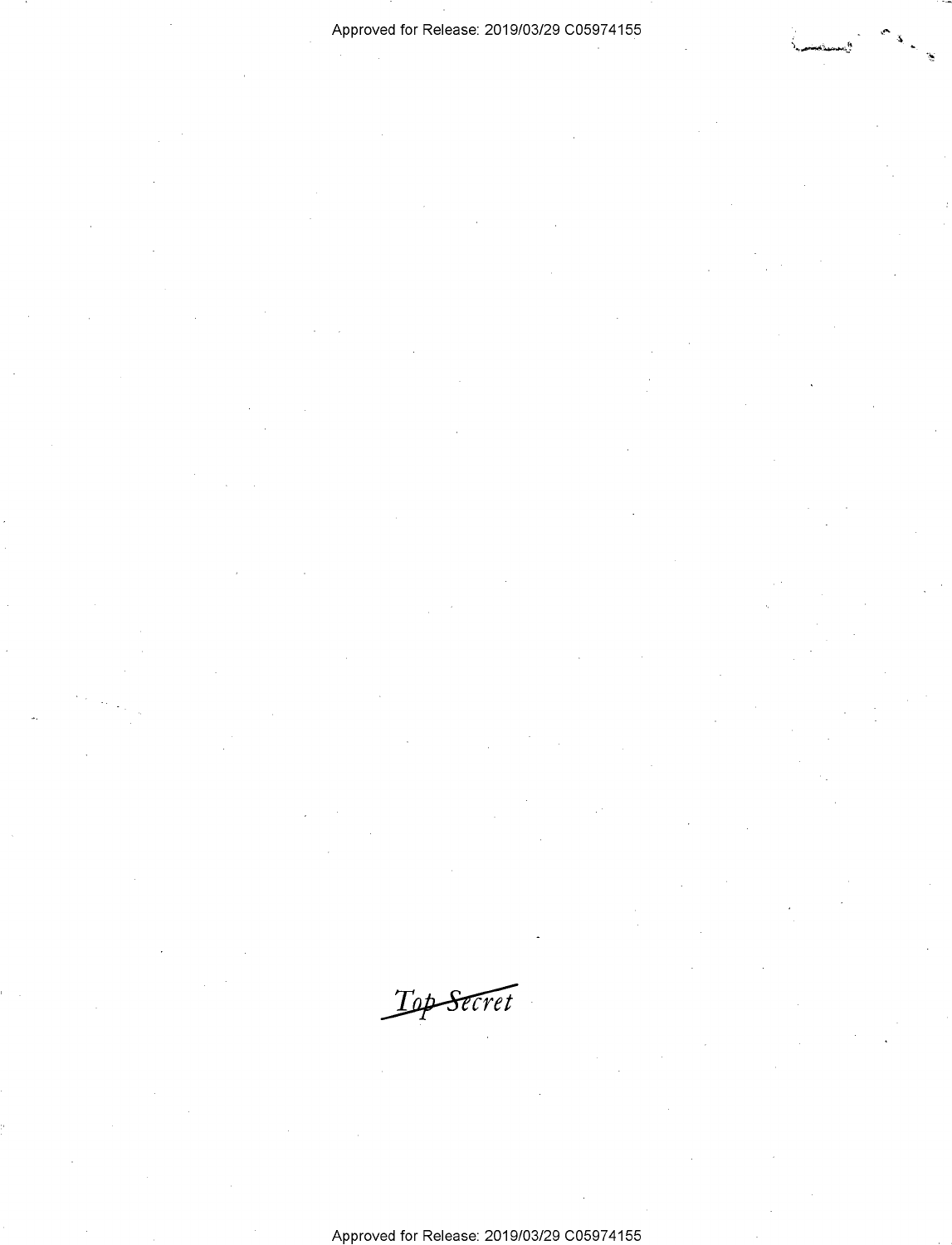~~Top Secret~~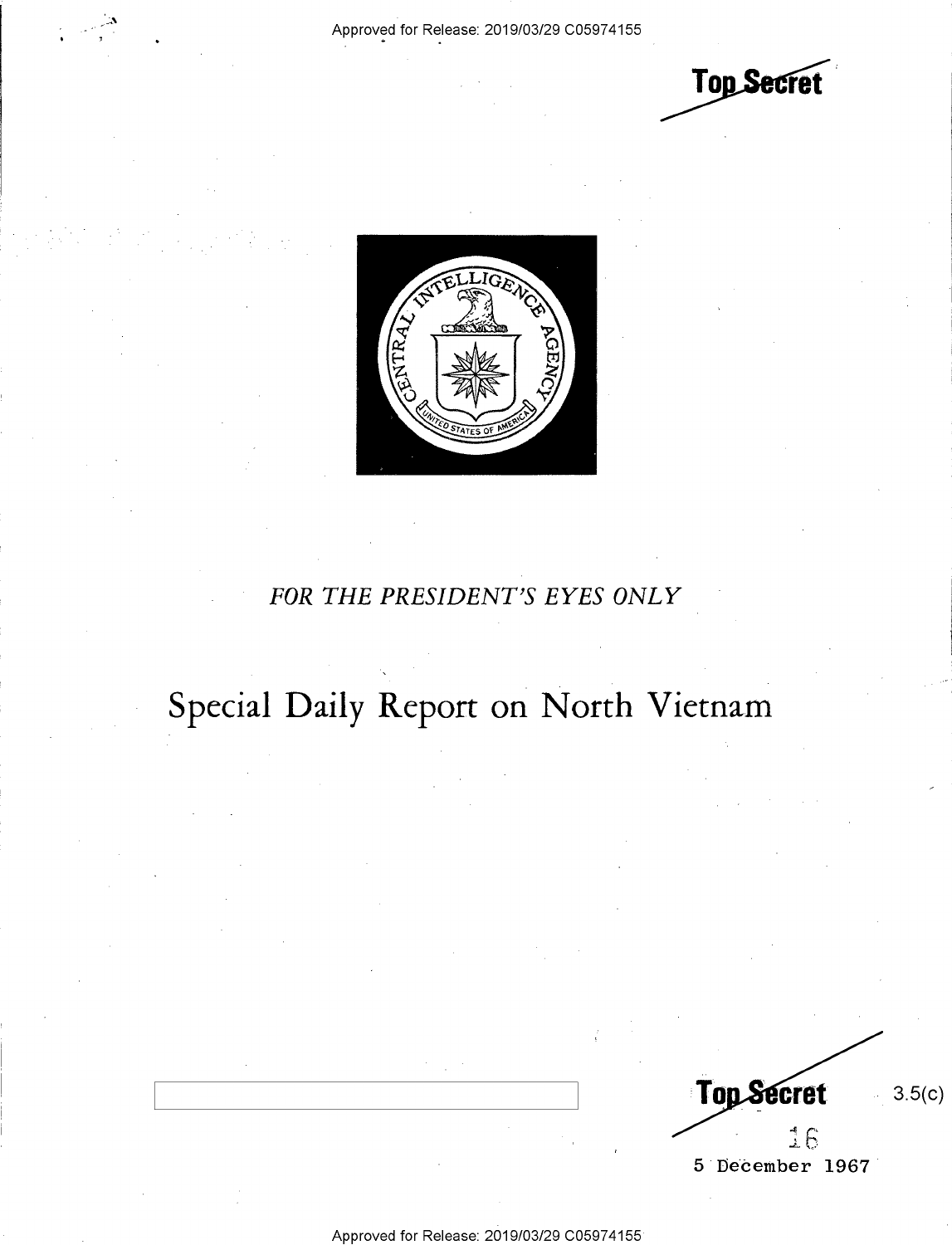Top Secret

*FOR THE PRESIDENT'S EYES ONLY*

# Special Daily Report on North Vietnam

Top Secret

3.5(c)

16

5 December 1967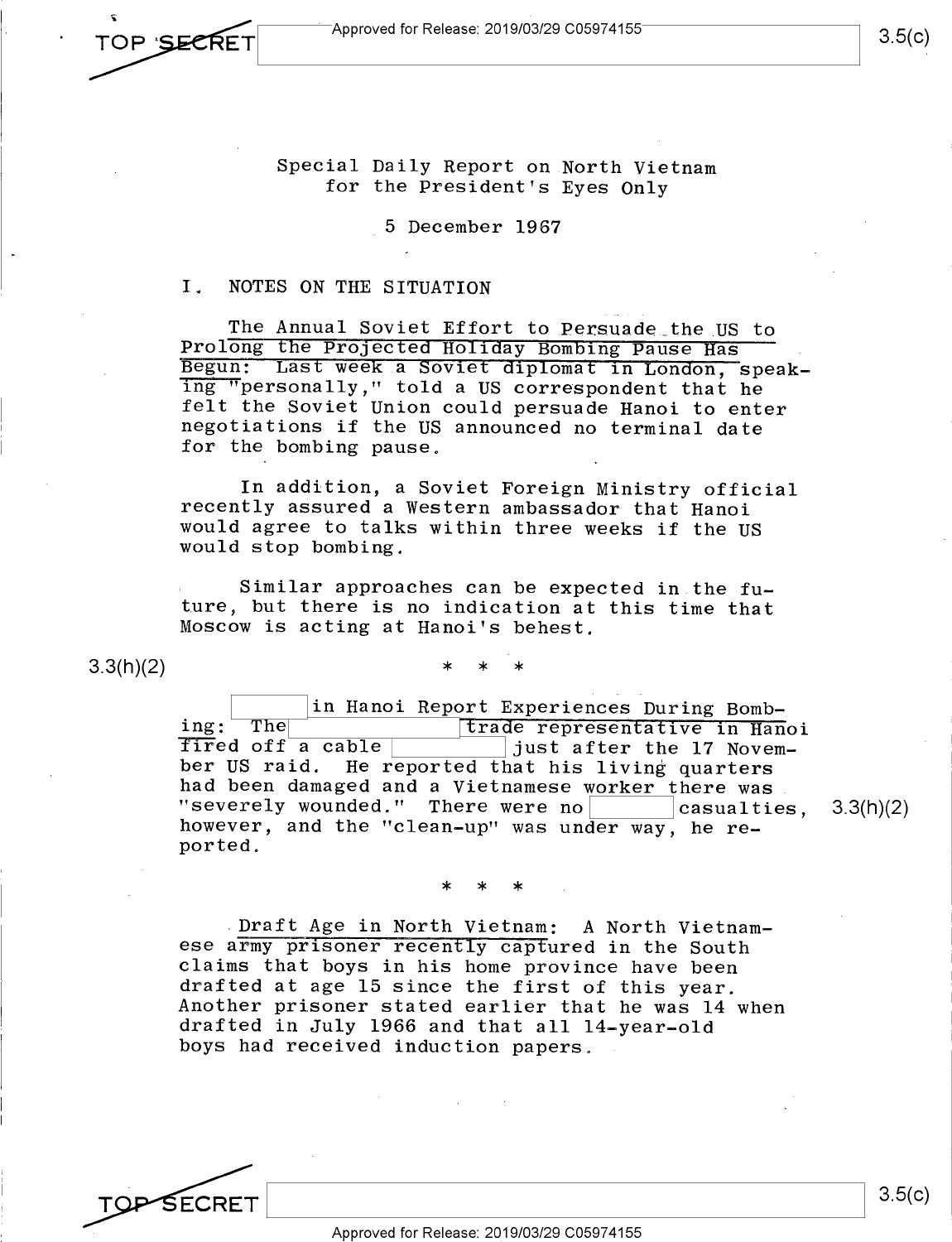Special Daily Report on North Vietnam
for the President's Eyes Only

5 December 1967

I. NOTES ON THE SITUATION

The Annual Soviet Effort to Persuade the US to Prolong the Projected Holiday Bombing Pause Has Begun: Last week a Soviet diplomat in London, speaking "personally," told a US correspondent that he felt the Soviet Union could persuade Hanoi to enter negotiations if the US announced no terminal date for the bombing pause.

In addition, a Soviet Foreign Ministry official recently assured a Western ambassador that Hanoi would agree to talks within three weeks if the US would stop bombing.

Similar approaches can be expected in the future, but there is no indication at this time that Moscow is acting at Hanoi's behest.

3.3(h)(2)

* * *

[ ] in Hanoi Report Experiences During Bombing: The [ ] trade representative in Hanoi fired off a cable [ ] just after the 17 November US raid. He reported that his living quarters had been damaged and a Vietnamese worker there was "severely wounded." There were no [ ] casualties, however, and the "clean-up" was under way, he reported. 3.3(h)(2)

* * *

Draft Age in North Vietnam: A North Vietnamese army prisoner recently captured in the South claims that boys in his home province have been drafted at age 15 since the first of this year. Another prisoner stated earlier that he was 14 when drafted in July 1966 and that all 14-year-old boys had received induction papers.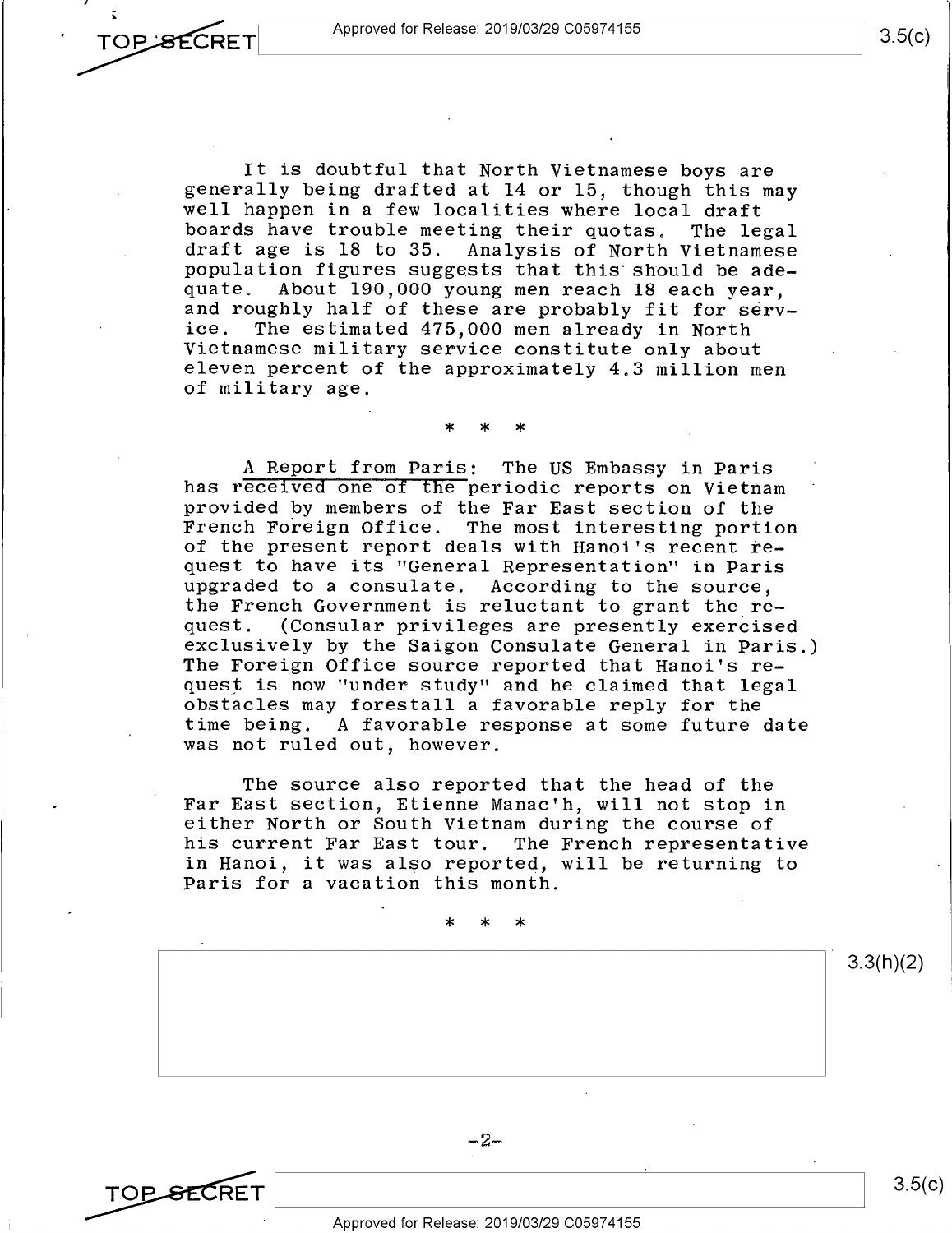It is doubtful that North Vietnamese boys are generally being drafted at 14 or 15, though this may well happen in a few localities where local draft boards have trouble meeting their quotas. The legal draft age is 18 to 35. Analysis of North Vietnamese population figures suggests that this should be adequate. About 190,000 young men reach 18 each year, and roughly half of these are probably fit for service. The estimated 475,000 men already in North Vietnamese military service constitute only about eleven percent of the approximately 4.3 million men of military age.

\* \* \*

A Report from Paris: The US Embassy in Paris has received one of the periodic reports on Vietnam provided by members of the Far East section of the French Foreign Office. The most interesting portion of the present report deals with Hanoi's recent request to have its "General Representation" in Paris upgraded to a consulate. According to the source, the French Government is reluctant to grant the request. (Consular privileges are presently exercised exclusively by the Saigon Consulate General in Paris.) The Foreign Office source reported that Hanoi's request is now "under study" and he claimed that legal obstacles may forestall a favorable reply for the time being. A favorable response at some future date was not ruled out, however.

The source also reported that the head of the Far East section, Etienne Manac'h, will not stop in either North or South Vietnam during the course of his current Far East tour. The French representative in Hanoi, it was also reported, will be returning to Paris for a vacation this month.

\* \* \*

3.3(h)(2)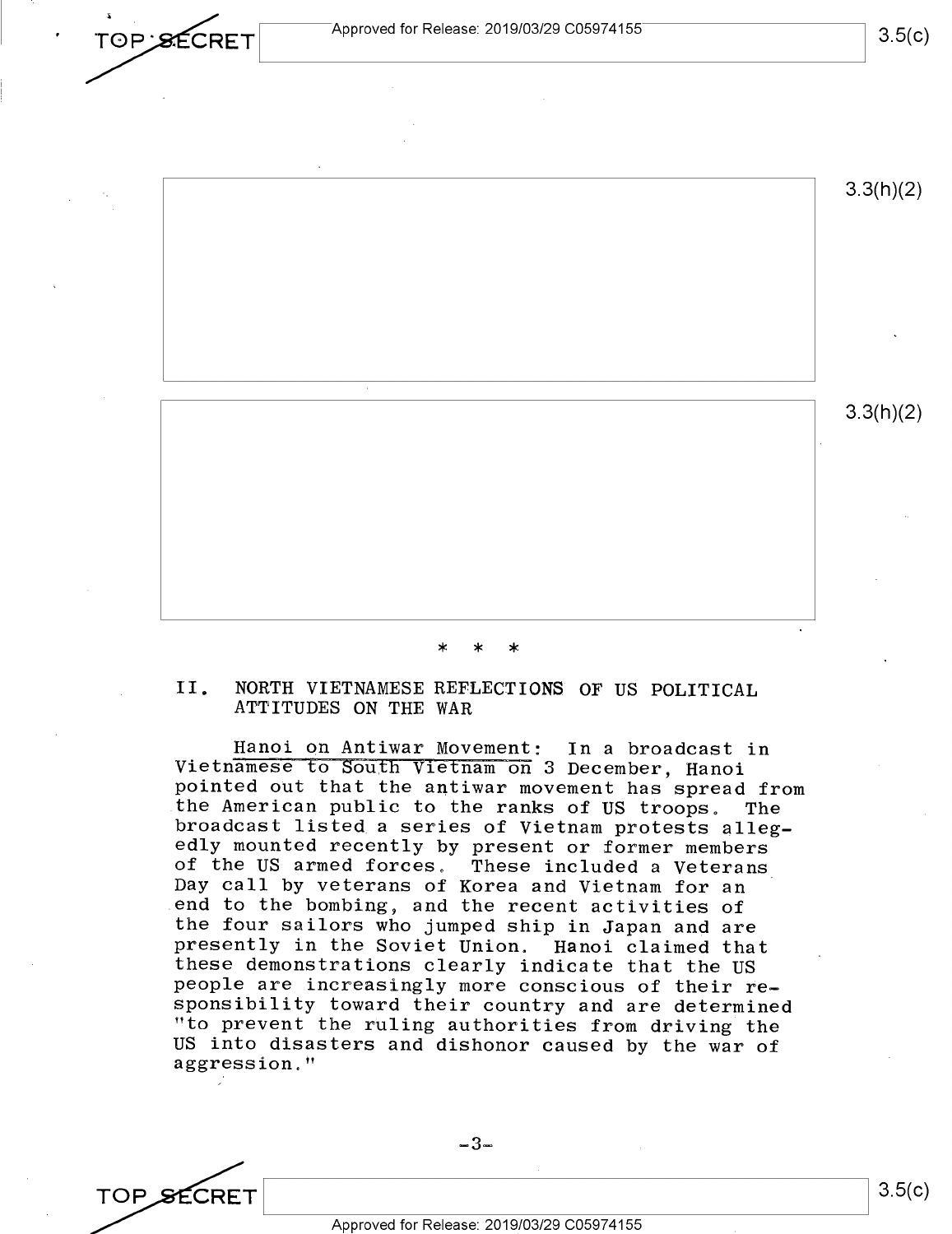\* \* \*

## II. NORTH VIETNAMESE REFLECTIONS OF US POLITICAL ATTITUDES ON THE WAR

Hanoi on Antiwar Movement: In a broadcast in Vietnamese to South Vietnam on 3 December, Hanoi pointed out that the antiwar movement has spread from the American public to the ranks of US troops. The broadcast listed a series of Vietnam protests allegedly mounted recently by present or former members of the US armed forces. These included a Veterans Day call by veterans of Korea and Vietnam for an end to the bombing, and the recent activities of the four sailors who jumped ship in Japan and are presently in the Soviet Union. Hanoi claimed that these demonstrations clearly indicate that the US people are increasingly more conscious of their responsibility toward their country and are determined "to prevent the ruling authorities from driving the US into disasters and dishonor caused by the war of aggression."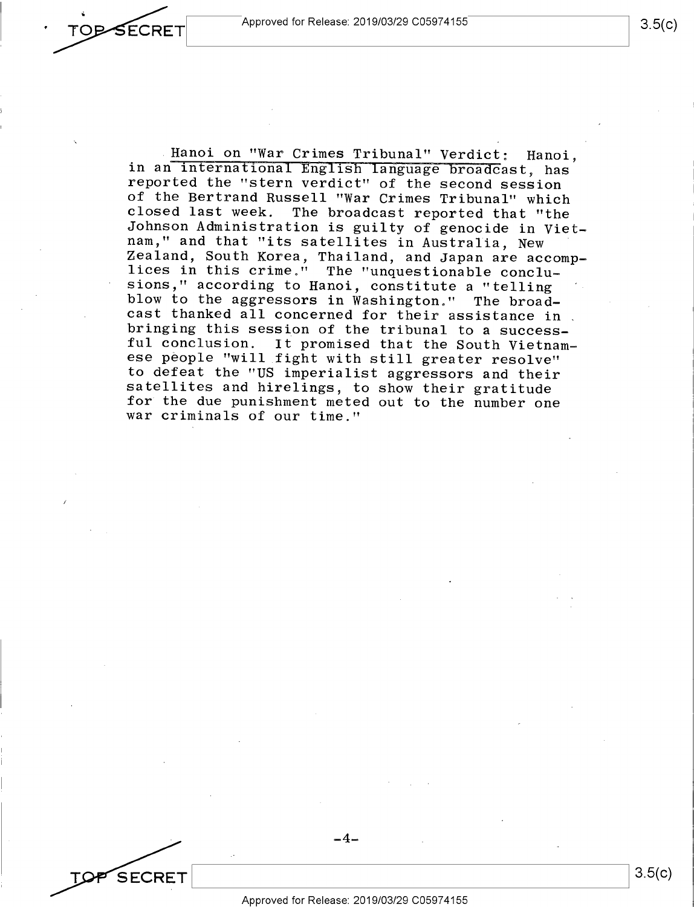Hanoi on "War Crimes Tribunal" Verdict: Hanoi, in an international English language broadcast, has reported the "stern verdict" of the second session of the Bertrand Russell "War Crimes Tribunal" which closed last week. The broadcast reported that "the Johnson Administration is guilty of genocide in Vietnam," and that "its satellites in Australia, New Zealand, South Korea, Thailand, and Japan are accomplices in this crime." The "unquestionable conclusions," according to Hanoi, constitute a "telling blow to the aggressors in Washington." The broadcast thanked all concerned for their assistance in bringing this session of the tribunal to a successful conclusion. It promised that the South Vietnamese people "will fight with still greater resolve" to defeat the "US imperialist aggressors and their satellites and hirelings, to show their gratitude for the due punishment meted out to the number one war criminals of our time."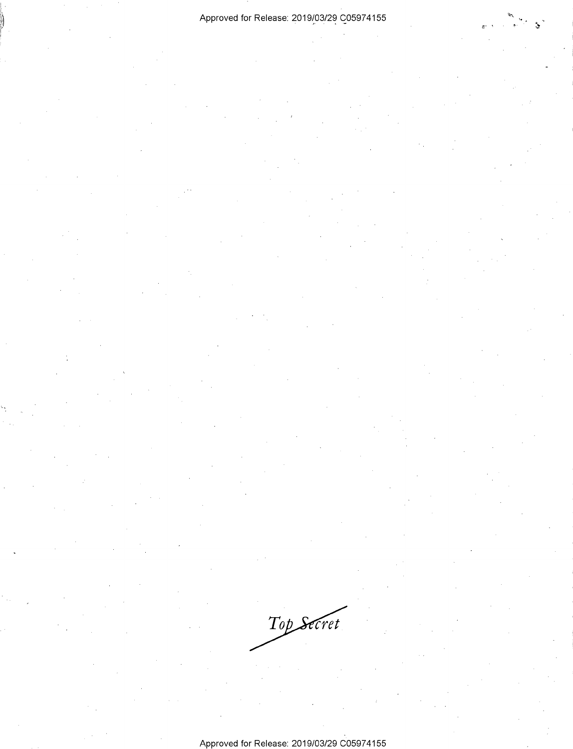Top Secret